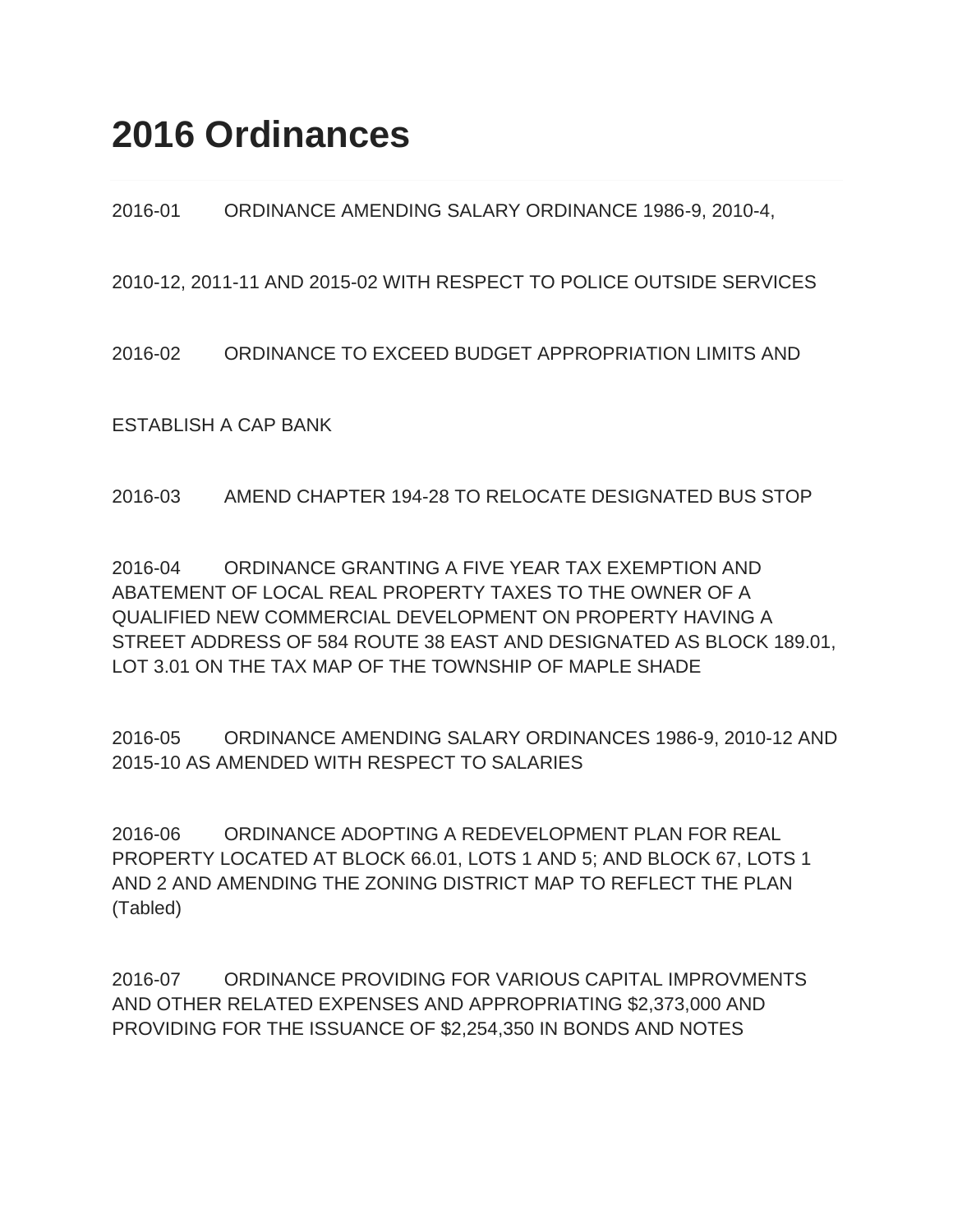# 2016 Ordinances

2016-01 ORDINANCE AMENDING SALARY ORDINANCE 1986-9, 2010-4,

2010-12, 2011-11 AND 2015-02 WITH RESPECT TO POLICE OUTSIDE SERVICES

2016-02 ORDINANCE TO EXCEED BUDGET APPROPRIATION LIMITS AND

ESTABLISH A CAP BANK

2016-03 AMEND CHAPTER 194-28 TO RELOCATE DESIGNATED BUS STOP

2016-04 ORDINANCE GRANTING A FIVE YEAR TAX EXEMPTION AND ABATEMENT OF LOCAL REAL PROPERTY TAXES TO THE OWNER OF A QUALIFIED NEW COMMERCIAL DEVELOPMENT ON PROPERTY HAVING A STREET ADDRESS OF 584 ROUTE 38 EAST AND DESIGNATED AS BLOCK 189.01, LOT 3.01 ON THE TAX MAP OF THE TOWNSHIP OF MAPLE SHADE

2016-05 ORDINANCE AMENDING SALARY ORDINANCES 1986-9, 2010-12 AND 2015-10 AS AMENDED WITH RESPECT TO SALARIES

2016-06 ORDINANCE ADOPTING A REDEVELOPMENT PLAN FOR REAL PROPERTY LOCATED AT BLOCK 66.01, LOTS 1 AND 5; AND BLOCK 67, LOTS 1 AND 2 AND AMENDING THE ZONING DISTRICT MAP TO REFLECT THE PLAN (Tabled)

2016-07 ORDINANCE PROVIDING FOR VARIOUS CAPITAL IMPROVMENTS AND OTHER RELATED EXPENSES AND APPROPRIATING $2,373,000 AND PROVIDING FOR THE ISSUANCE OF $2,254,350 IN BONDS AND NOTES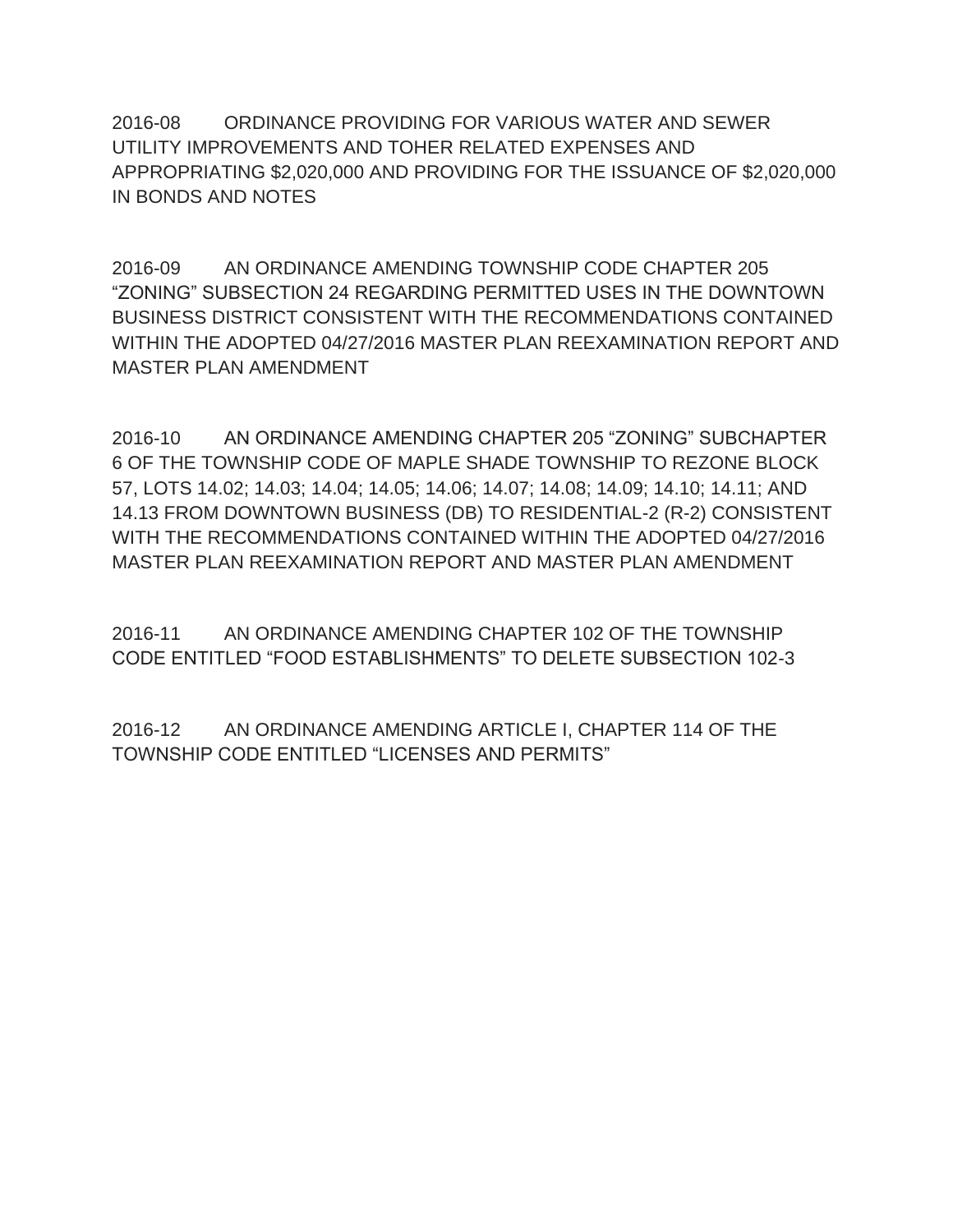2016-08 ORDINANCE PROVIDING FOR VARIOUS WATER AND SEWER UTILITY IMPROVEMENTS AND TOHER RELATED EXPENSES AND APPROPRIATING $2,020,000 AND PROVIDING FOR THE ISSUANCE OF $2,020,000 IN BONDS AND NOTES

2016-09 AN ORDINANCE AMENDING TOWNSHIP CODE CHAPTER 205 “ZONING” SUBSECTION 24 REGARDING PERMITTED USES IN THE DOWNTOWN BUSINESS DISTRICT CONSISTENT WITH THE RECOMMENDATIONS CONTAINED WITHIN THE ADOPTED 04/27/2016 MASTER PLAN REEXAMINATION REPORT AND MASTER PLAN AMENDMENT

2016-10 AN ORDINANCE AMENDING CHAPTER 205 “ZONING” SUBCHAPTER 6 OF THE TOWNSHIP CODE OF MAPLE SHADE TOWNSHIP TO REZONE BLOCK 57, LOTS 14.02; 14.03; 14.04; 14.05; 14.06; 14.07; 14.08; 14.09; 14.10; 14.11; AND 14.13 FROM DOWNTOWN BUSINESS (DB) TO RESIDENTIAL-2 (R-2) CONSISTENT WITH THE RECOMMENDATIONS CONTAINED WITHIN THE ADOPTED 04/27/2016 MASTER PLAN REEXAMINATION REPORT AND MASTER PLAN AMENDMENT

2016-11 AN ORDINANCE AMENDING CHAPTER 102 OF THE TOWNSHIP CODE ENTITLED “FOOD ESTABLISHMENTS” TO DELETE SUBSECTION 102-3

2016-12 AN ORDINANCE AMENDING ARTICLE I, CHAPTER 114 OF THE TOWNSHIP CODE ENTITLED “LICENSES AND PERMITS”